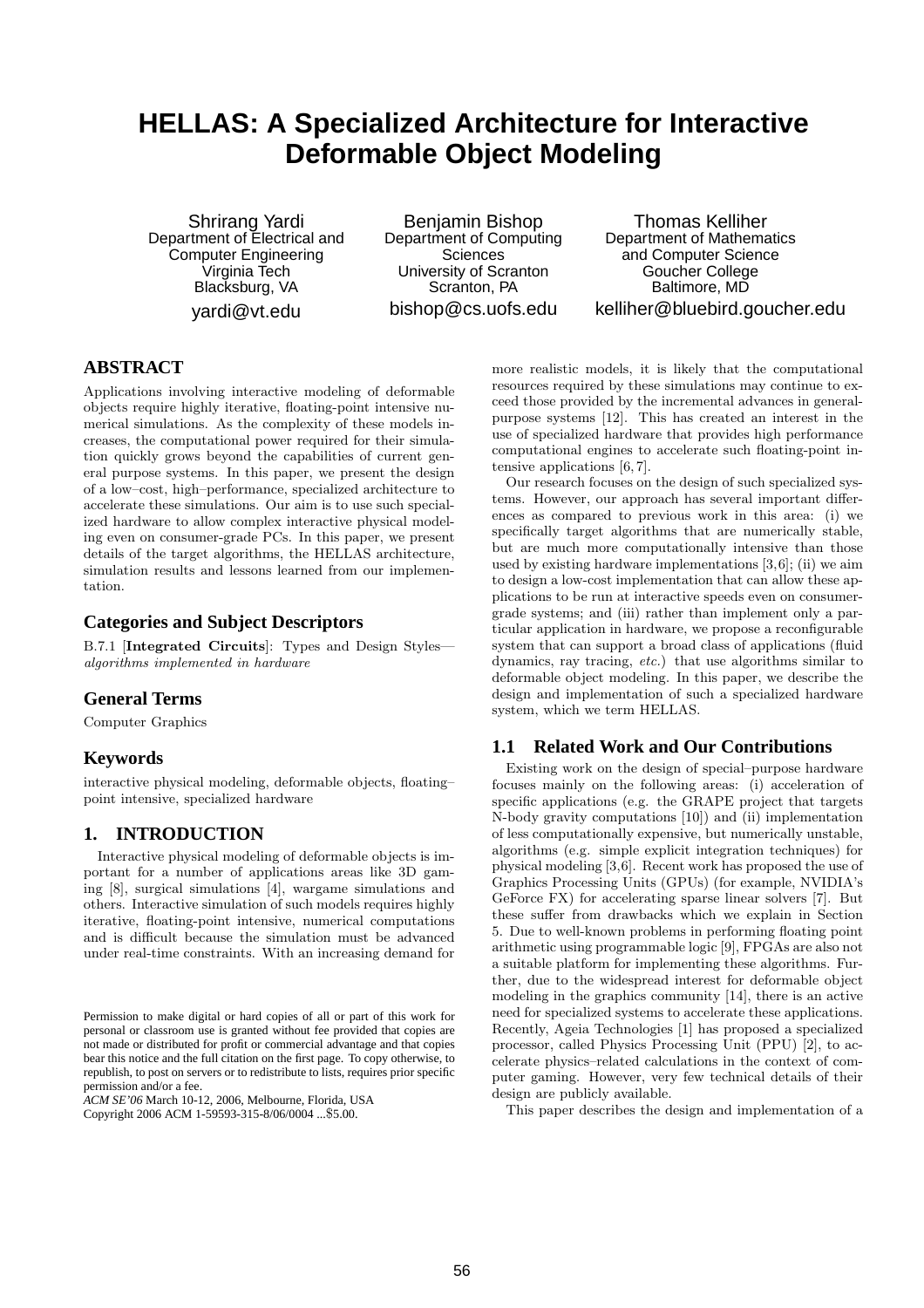# HELLAS: A Specialized Architecture for Interactive Deformable Object Modeling

Shrirang Yardi
Department of Electrical and Computer Engineering
Virginia Tech
Blacksburg, VA
yardi@vt.edu

Benjamin Bishop
Department of Computing Sciences
University of Scranton
Scranton, PA
bishop@cs.uofs.edu

Thomas Kelliher
Department of Mathematics and Computer Science
Goucher College
Baltimore, MD
kelliher@bluebird.goucher.edu

## ABSTRACT

Applications involving interactive modeling of deformable objects require highly iterative, floating-point intensive numerical simulations. As the complexity of these models increases, the computational power required for their simulation quickly grows beyond the capabilities of current general purpose systems. In this paper, we present the design of a low–cost, high–performance, specialized architecture to accelerate these simulations. Our aim is to use such specialized hardware to allow complex interactive physical modeling even on consumer-grade PCs. In this paper, we present details of the target algorithms, the HELLAS architecture, simulation results and lessons learned from our implementation.

## Categories and Subject Descriptors

B.7.1 [**Integrated Circuits**]: Types and Design Styles—*algorithms implemented in hardware*

## General Terms

Computer Graphics

## Keywords

interactive physical modeling, deformable objects, floating–point intensive, specialized hardware

## 1. INTRODUCTION

Interactive physical modeling of deformable objects is important for a number of applications areas like 3D gaming [8], surgical simulations [4], wargame simulations and others. Interactive simulation of such models requires highly iterative, floating-point intensive, numerical computations and is difficult because the simulation must be advanced under real-time constraints. With an increasing demand for more realistic models, it is likely that the computational resources required by these simulations may continue to exceed those provided by the incremental advances in general-purpose systems [12]. This has created an interest in the use of specialized hardware that provides high performance computational engines to accelerate such floating-point intensive applications [6, 7].

Our research focuses on the design of such specialized systems. However, our approach has several important differences as compared to previous work in this area: (i) we specifically target algorithms that are numerically stable, but are much more computationally intensive than those used by existing hardware implementations [3,6]; (ii) we aim to design a low-cost implementation that can allow these applications to be run at interactive speeds even on consumer-grade systems; and (iii) rather than implement only a particular application in hardware, we propose a reconfigurable system that can support a broad class of applications (fluid dynamics, ray tracing, *etc.*) that use algorithms similar to deformable object modeling. In this paper, we describe the design and implementation of such a specialized hardware system, which we term HELLAS.

Permission to make digital or hard copies of all or part of this work for personal or classroom use is granted without fee provided that copies are not made or distributed for profit or commercial advantage and that copies bear this notice and the full citation on the first page. To copy otherwise, to republish, to post on servers or to redistribute to lists, requires prior specific permission and/or a fee.
*ACM SE'06* March 10-12, 2006, Melbourne, Florida, USA
Copyright 2006 ACM 1-59593-315-8/06/0004 ...$5.00.

### 1.1 Related Work and Our Contributions

Existing work on the design of special–purpose hardware focuses mainly on the following areas: (i) acceleration of specific applications (e.g. the GRAPE project that targets N-body gravity computations [10]) and (ii) implementation of less computationally expensive, but numerically unstable, algorithms (e.g. simple explicit integration techniques) for physical modeling [3,6]. Recent work has proposed the use of Graphics Processing Units (GPUs) (for example, NVIDIA's GeForce FX) for accelerating sparse linear solvers [7]. But these suffer from drawbacks which we explain in Section 5. Due to well-known problems in performing floating point arithmetic using programmable logic [9], FPGAs are also not a suitable platform for implementing these algorithms. Further, due to the widespread interest for deformable object modeling in the graphics community [14], there is an active need for specialized systems to accelerate these applications. Recently, Ageia Technologies [1] has proposed a specialized processor, called Physics Processing Unit (PPU) [2], to accelerate physics–related calculations in the context of computer gaming. However, very few technical details of their design are publicly available.

This paper describes the design and implementation of a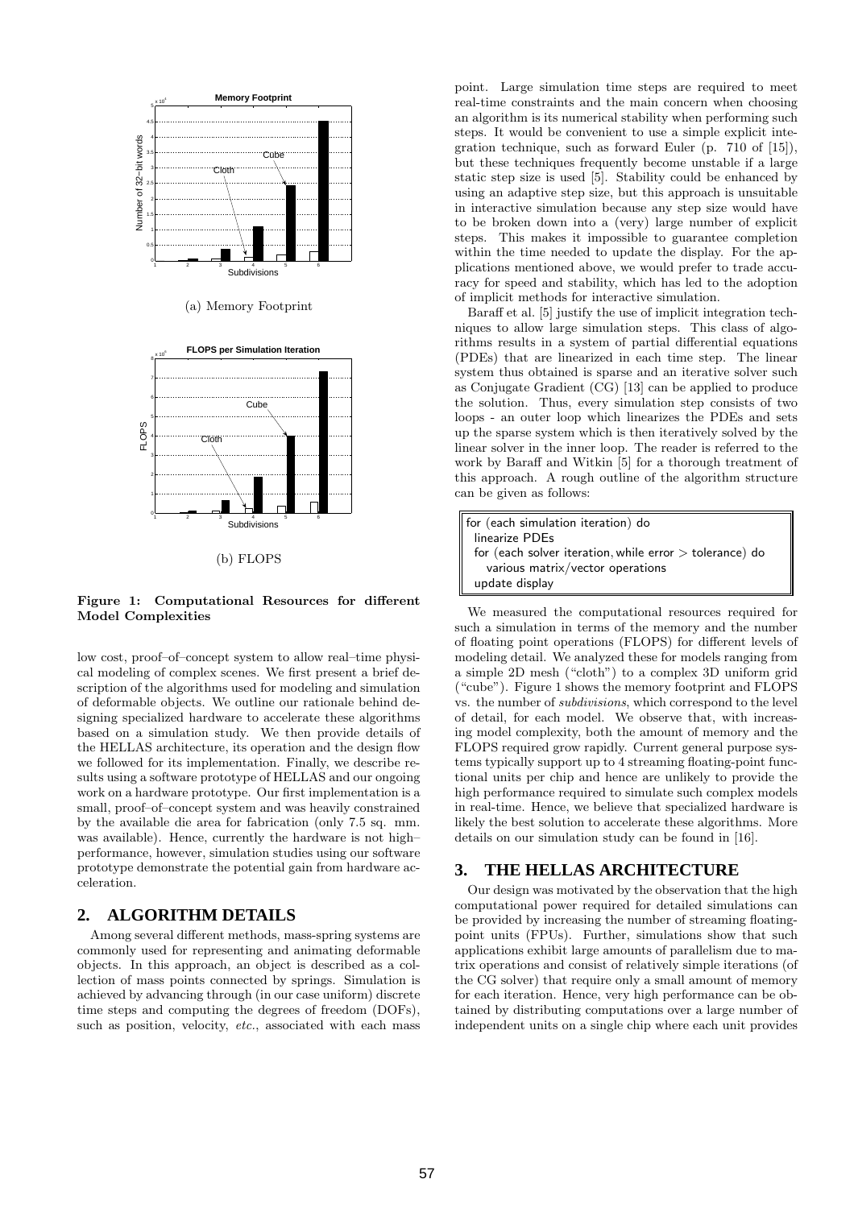(a) Memory Footprint

(b) FLOPS

**Figure 1: Computational Resources for different Model Complexities**

low cost, proof–of–concept system to allow real–time physical modeling of complex scenes. We first present a brief description of the algorithms used for modeling and simulation of deformable objects. We outline our rationale behind designing specialized hardware to accelerate these algorithms based on a simulation study. We then provide details of the HELLAS architecture, its operation and the design flow we followed for its implementation. Finally, we describe results using a software prototype of HELLAS and our ongoing work on a hardware prototype. Our first implementation is a small, proof–of–concept system and was heavily constrained by the available die area for fabrication (only 7.5 sq. mm. was available). Hence, currently the hardware is not high–performance, however, simulation studies using our software prototype demonstrate the potential gain from hardware acceleration.

## 2. ALGORITHM DETAILS

Among several different methods, mass-spring systems are commonly used for representing and animating deformable objects. In this approach, an object is described as a collection of mass points connected by springs. Simulation is achieved by advancing through (in our case uniform) discrete time steps and computing the degrees of freedom (DOFs), such as position, velocity, *etc.*, associated with each mass point. Large simulation time steps are required to meet real-time constraints and the main concern when choosing an algorithm is its numerical stability when performing such steps. It would be convenient to use a simple explicit integration technique, such as forward Euler (p. 710 of [15]), but these techniques frequently become unstable if a large static step size is used [5]. Stability could be enhanced by using an adaptive step size, but this approach is unsuitable in interactive simulation because any step size would have to be broken down into a (very) large number of explicit steps. This makes it impossible to guarantee completion within the time needed to update the display. For the applications mentioned above, we would prefer to trade accuracy for speed and stability, which has led to the adoption of implicit methods for interactive simulation.

Baraff et al. [5] justify the use of implicit integration techniques to allow large simulation steps. This class of algorithms results in a system of partial differential equations (PDEs) that are linearized in each time step. The linear system thus obtained is sparse and an iterative solver such as Conjugate Gradient (CG) [13] can be applied to produce the solution. Thus, every simulation step consists of two loops - an outer loop which linearizes the PDEs and sets up the sparse system which is then iteratively solved by the linear solver in the inner loop. The reader is referred to the work by Baraff and Witkin [5] for a thorough treatment of this approach. A rough outline of the algorithm structure can be given as follows:

```
for (each simulation iteration) do
  linearize PDEs
  for (each solver iteration, while error > tolerance) do
    various matrix/vector operations
  update display
```

We measured the computational resources required for such a simulation in terms of the memory and the number of floating point operations (FLOPS) for different levels of modeling detail. We analyzed these for models ranging from a simple 2D mesh ("cloth") to a complex 3D uniform grid ("cube"). Figure 1 shows the memory footprint and FLOPS vs. the number of *subdivisions*, which correspond to the level of detail, for each model. We observe that, with increasing model complexity, both the amount of memory and the FLOPS required grow rapidly. Current general purpose systems typically support up to 4 streaming floating-point functional units per chip and hence are unlikely to provide the high performance required to simulate such complex models in real-time. Hence, we believe that specialized hardware is likely the best solution to accelerate these algorithms. More details on our simulation study can be found in [16].

## 3. THE HELLAS ARCHITECTURE

Our design was motivated by the observation that the high computational power required for detailed simulations can be provided by increasing the number of streaming floating-point units (FPUs). Further, simulations show that such applications exhibit large amounts of parallelism due to matrix operations and consist of relatively simple iterations (of the CG solver) that require only a small amount of memory for each iteration. Hence, very high performance can be obtained by distributing computations over a large number of independent units on a single chip where each unit provides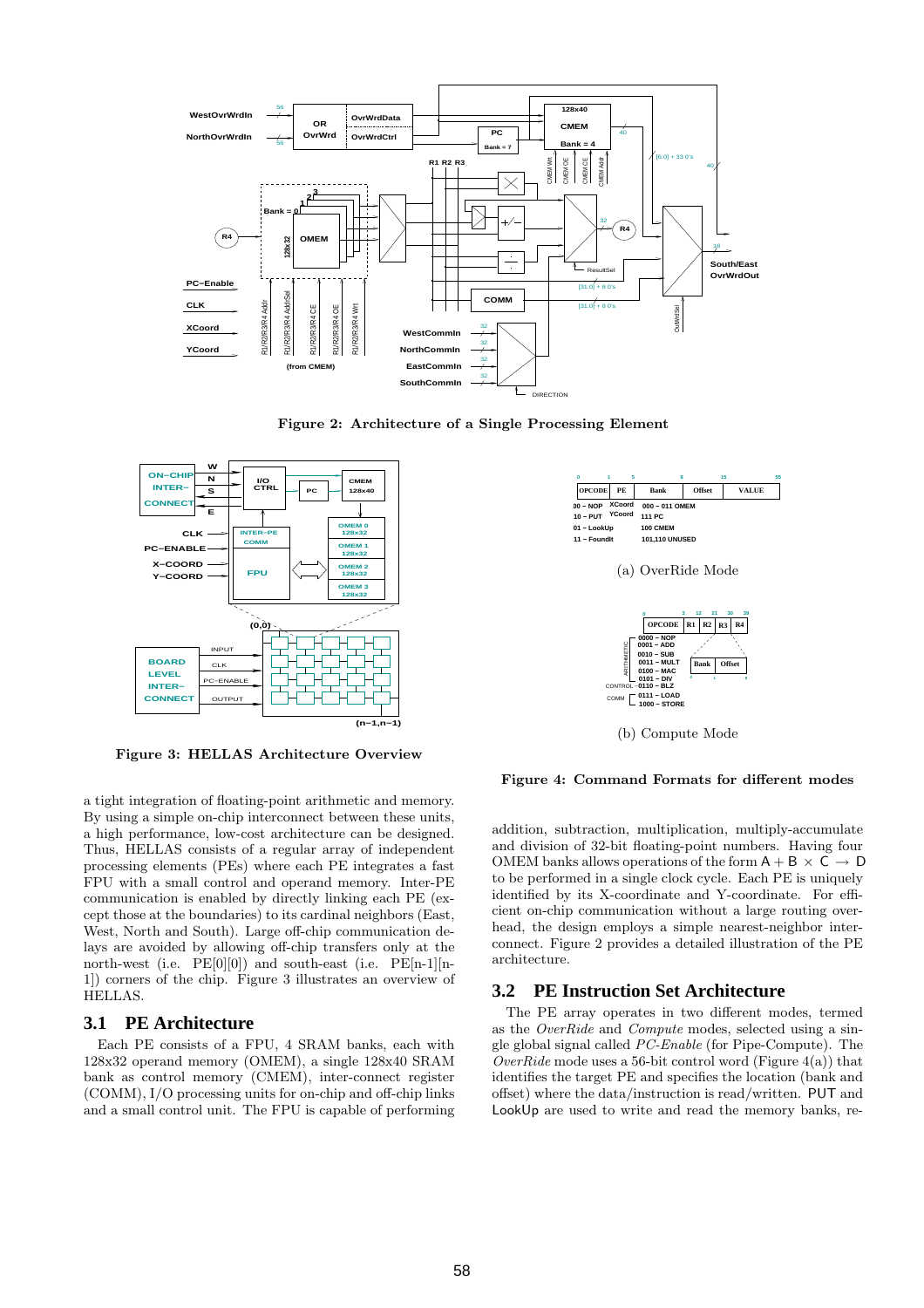Figure 2: Architecture of a Single Processing Element

Figure 3: HELLAS Architecture Overview

(a) OverRide Mode

(b) Compute Mode

Figure 4: Command Formats for different modes

a tight integration of floating-point arithmetic and memory. By using a simple on-chip interconnect between these units, a high performance, low-cost architecture can be designed. Thus, HELLAS consists of a regular array of independent processing elements (PEs) where each PE integrates a fast FPU with a small control and operand memory. Inter-PE communication is enabled by directly linking each PE (except those at the boundaries) to its cardinal neighbors (East, West, North and South). Large off-chip communication delays are avoided by allowing off-chip transfers only at the north-west (i.e. PE[0][0]) and south-east (i.e. PE[n-1][n-1]) corners of the chip. Figure 3 illustrates an overview of HELLAS.

## 3.1 PE Architecture

Each PE consists of a FPU, 4 SRAM banks, each with 128x32 operand memory (OMEM), a single 128x40 SRAM bank as control memory (CMEM), inter-connect register (COMM), I/O processing units for on-chip and off-chip links and a small control unit. The FPU is capable of performing addition, subtraction, multiplication, multiply-accumulate and division of 32-bit floating-point numbers. Having four OMEM banks allows operations of the form $A + B \times C \rightarrow D$ to be performed in a single clock cycle. Each PE is uniquely identified by its X-coordinate and Y-coordinate. For efficient on-chip communication without a large routing overhead, the design employs a simple nearest-neighbor interconnect. Figure 2 provides a detailed illustration of the PE architecture.

## 3.2 PE Instruction Set Architecture

The PE array operates in two different modes, termed as the *OverRide* and *Compute* modes, selected using a single global signal called *PC-Enable* (for Pipe-Compute). The *OverRide* mode uses a 56-bit control word (Figure 4(a)) that identifies the target PE and specifies the location (bank and offset) where the data/instruction is read/written. PUT and LookUp are used to write and read the memory banks, re-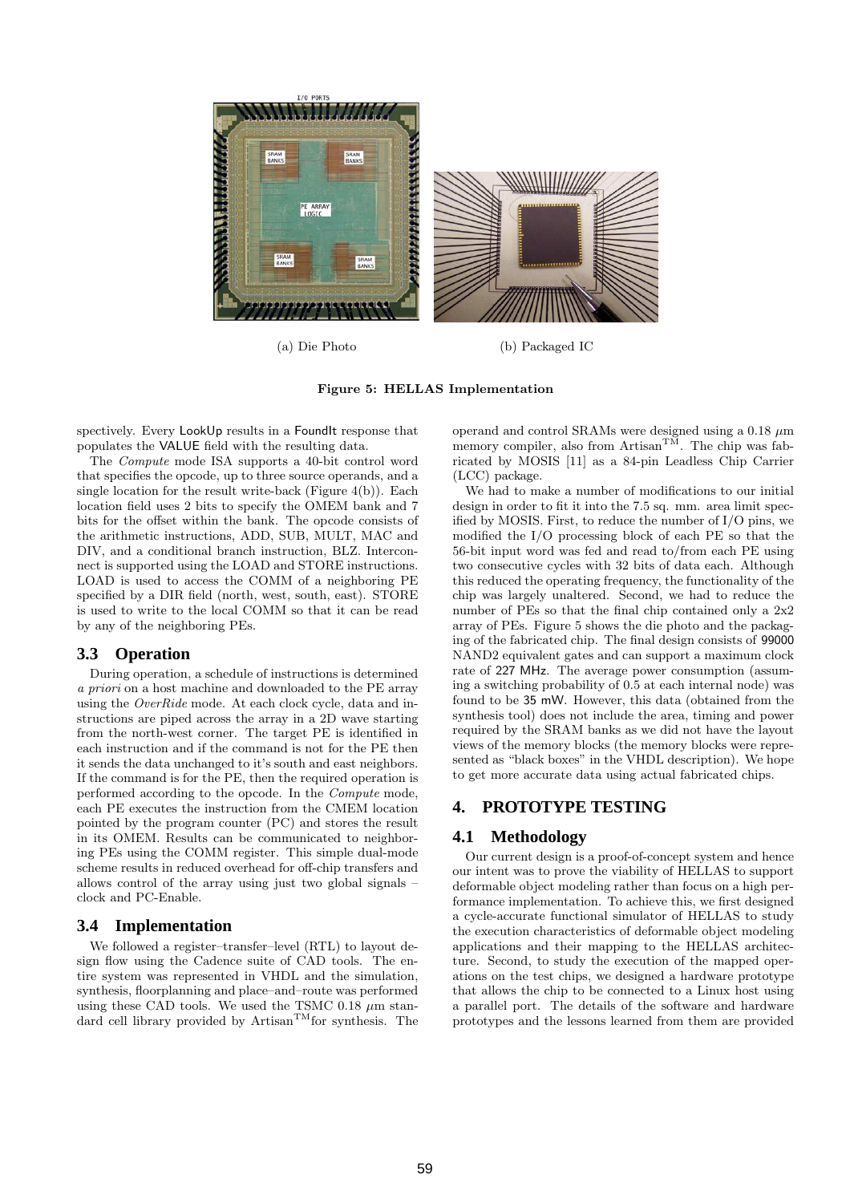(a) Die Photo

(b) Packaged IC

**Figure 5: HELLAS Implementation**

spectively. Every LookUp results in a FoundIt response that populates the VALUE field with the resulting data.

The *Compute* mode ISA supports a 40-bit control word that specifies the opcode, up to three source operands, and a single location for the result write-back (Figure 4(b)). Each location field uses 2 bits to specify the OMEM bank and 7 bits for the offset within the bank. The opcode consists of the arithmetic instructions, ADD, SUB, MULT, MAC and DIV, and a conditional branch instruction, BLZ. Interconnect is supported using the LOAD and STORE instructions. LOAD is used to access the COMM of a neighboring PE specified by a DIR field (north, west, south, east). STORE is used to write to the local COMM so that it can be read by any of the neighboring PEs.

## 3.3 Operation

During operation, a schedule of instructions is determined *a priori* on a host machine and downloaded to the PE array using the *OverRide* mode. At each clock cycle, data and instructions are piped across the array in a 2D wave starting from the north-west corner. The target PE is identified in each instruction and if the command is not for the PE then it sends the data unchanged to it's south and east neighbors. If the command is for the PE, then the required operation is performed according to the opcode. In the *Compute* mode, each PE executes the instruction from the CMEM location pointed by the program counter (PC) and stores the result in its OMEM. Results can be communicated to neighboring PEs using the COMM register. This simple dual-mode scheme results in reduced overhead for off-chip transfers and allows control of the array using just two global signals – clock and PC-Enable.

## 3.4 Implementation

We followed a register–transfer–level (RTL) to layout design flow using the Cadence suite of CAD tools. The entire system was represented in VHDL and the simulation, synthesis, floorplanning and place–and–route was performed using these CAD tools. We used the TSMC 0.18 $\mu$m standard cell library provided by Artisan™for synthesis. The operand and control SRAMs were designed using a 0.18 $\mu$m memory compiler, also from Artisan™. The chip was fabricated by MOSIS [11] as a 84-pin Leadless Chip Carrier (LCC) package.

We had to make a number of modifications to our initial design in order to fit it into the 7.5 sq. mm. area limit specified by MOSIS. First, to reduce the number of I/O pins, we modified the I/O processing block of each PE so that the 56-bit input word was fed and read to/from each PE using two consecutive cycles with 32 bits of data each. Although this reduced the operating frequency, the functionality of the chip was largely unaltered. Second, we had to reduce the number of PEs so that the final chip contained only a 2x2 array of PEs. Figure 5 shows the die photo and the packaging of the fabricated chip. The final design consists of 99000 NAND2 equivalent gates and can support a maximum clock rate of 227 MHz. The average power consumption (assuming a switching probability of 0.5 at each internal node) was found to be 35 mW. However, this data (obtained from the synthesis tool) does not include the area, timing and power required by the SRAM banks as we did not have the layout views of the memory blocks (the memory blocks were represented as "black boxes" in the VHDL description). We hope to get more accurate data using actual fabricated chips.

# 4. PROTOTYPE TESTING

## 4.1 Methodology

Our current design is a proof-of-concept system and hence our intent was to prove the viability of HELLAS to support deformable object modeling rather than focus on a high performance implementation. To achieve this, we first designed a cycle-accurate functional simulator of HELLAS to study the execution characteristics of deformable object modeling applications and their mapping to the HELLAS architecture. Second, to study the execution of the mapped operations on the test chips, we designed a hardware prototype that allows the chip to be connected to a Linux host using a parallel port. The details of the software and hardware prototypes and the lessons learned from them are provided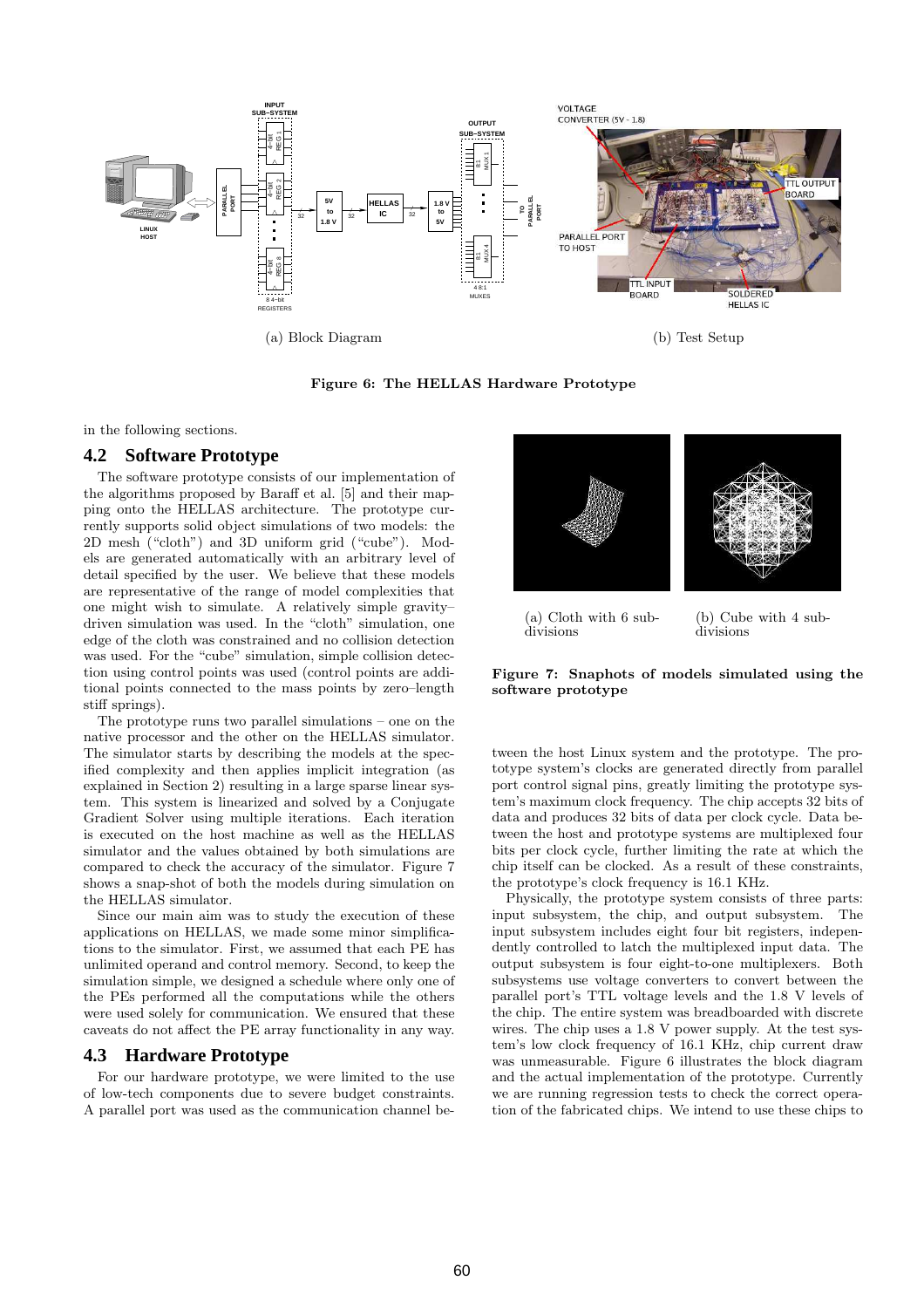INPUT SUB-SYSTEM

LINUX HOST

PARALLEL PORT

4-bit REG 1

4-bit REG 2

4-bit REG 8

8 4-bit REGISTERS

5V to 1.8 V

HELLAS IC

1.8 V to 5V

32

32

32

OUTPUT SUB-SYSTEM

8:1 MUX 1

8:1 MUX 4

4 8:1 MUXES

TO PARALLEL PORT

VOLTAGE CONVERTER (5V - 1.8)

TTL OUTPUT BOARD

PARALLEL PORT TO HOST

TTL INPUT BOARD

SOLDERED HELLAS IC

(a) Block Diagram

(b) Test Setup

**Figure 6: The HELLAS Hardware Prototype**

in the following sections.

## 4.2 Software Prototype

The software prototype consists of our implementation of the algorithms proposed by Baraff et al. [5] and their mapping onto the HELLAS architecture. The prototype currently supports solid object simulations of two models: the 2D mesh ("cloth") and 3D uniform grid ("cube"). Models are generated automatically with an arbitrary level of detail specified by the user. We believe that these models are representative of the range of model complexities that one might wish to simulate. A relatively simple gravity–driven simulation was used. In the "cloth" simulation, one edge of the cloth was constrained and no collision detection was used. For the "cube" simulation, simple collision detection using control points was used (control points are additional points connected to the mass points by zero–length stiff springs).

The prototype runs two parallel simulations – one on the native processor and the other on the HELLAS simulator. The simulator starts by describing the models at the specified complexity and then applies implicit integration (as explained in Section 2) resulting in a large sparse linear system. This system is linearized and solved by a Conjugate Gradient Solver using multiple iterations. Each iteration is executed on the host machine as well as the HELLAS simulator and the values obtained by both simulations are compared to check the accuracy of the simulator. Figure 7 shows a snap-shot of both the models during simulation on the HELLAS simulator.

Since our main aim was to study the execution of these applications on HELLAS, we made some minor simplifications to the simulator. First, we assumed that each PE has unlimited operand and control memory. Second, to keep the simulation simple, we designed a schedule where only one of the PEs performed all the computations while the others were used solely for communication. We ensured that these caveats do not affect the PE array functionality in any way.

## 4.3 Hardware Prototype

For our hardware prototype, we were limited to the use of low-tech components due to severe budget constraints. A parallel port was used as the communication channel between the host Linux system and the prototype. The prototype system's clocks are generated directly from parallel port control signal pins, greatly limiting the prototype system's maximum clock frequency. The chip accepts 32 bits of data and produces 32 bits of data per clock cycle. Data between the host and prototype systems are multiplexed four bits per clock cycle, further limiting the rate at which the chip itself can be clocked. As a result of these constraints, the prototype's clock frequency is 16.1 KHz.

Physically, the prototype system consists of three parts: input subsystem, the chip, and output subsystem. The input subsystem includes eight four bit registers, independently controlled to latch the multiplexed input data. The output subsystem is four eight-to-one multiplexers. Both subsystems use voltage converters to convert between the parallel port's TTL voltage levels and the 1.8 V levels of the chip. The entire system was breadboarded with discrete wires. The chip uses a 1.8 V power supply. At the test system's low clock frequency of 16.1 KHz, chip current draw was unmeasurable. Figure 6 illustrates the block diagram and the actual implementation of the prototype. Currently we are running regression tests to check the correct operation of the fabricated chips. We intend to use these chips to

(a) Cloth with 6 subdivisions

(b) Cube with 4 subdivisions

**Figure 7: Snaphots of models simulated using the software prototype**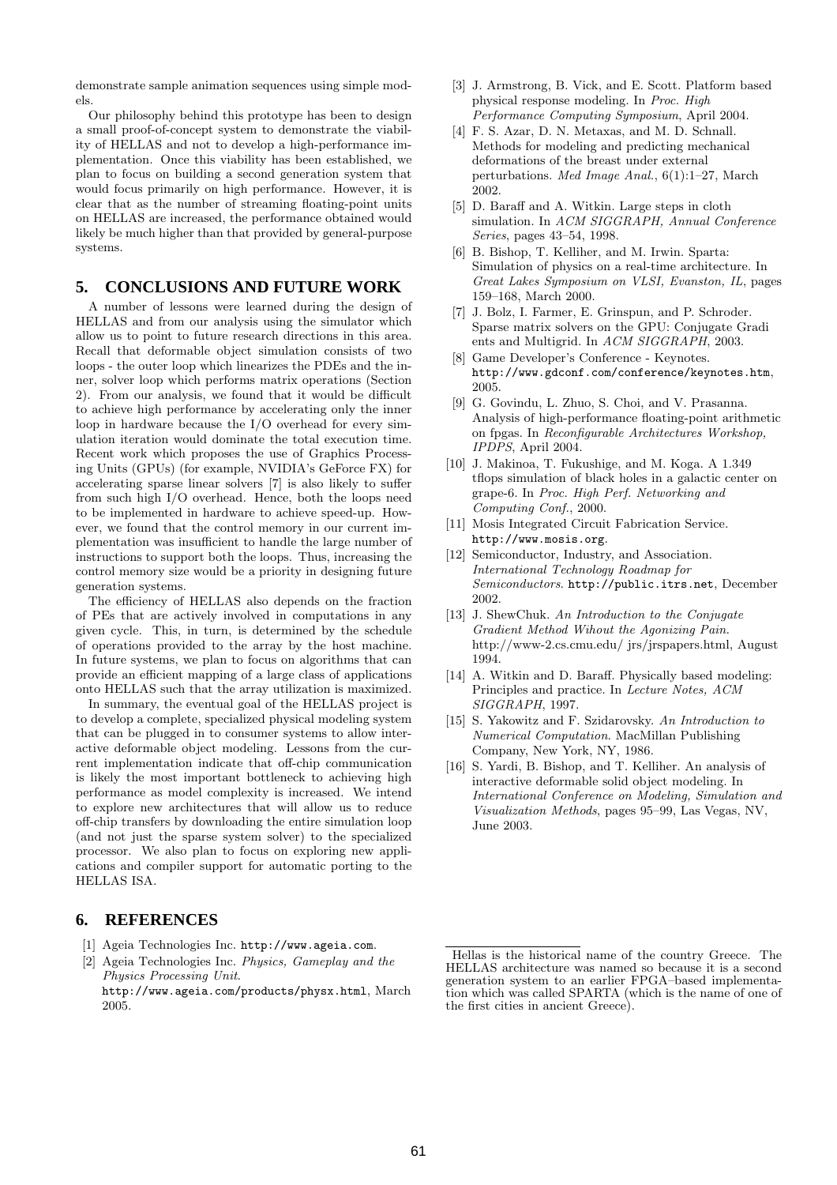demonstrate sample animation sequences using simple models.

Our philosophy behind this prototype has been to design a small proof-of-concept system to demonstrate the viability of HELLAS and not to develop a high-performance implementation. Once this viability has been established, we plan to focus on building a second generation system that would focus primarily on high performance. However, it is clear that as the number of streaming floating-point units on HELLAS are increased, the performance obtained would likely be much higher than that provided by general-purpose systems.

## 5. CONCLUSIONS AND FUTURE WORK

A number of lessons were learned during the design of HELLAS and from our analysis using the simulator which allow us to point to future research directions in this area. Recall that deformable object simulation consists of two loops - the outer loop which linearizes the PDEs and the inner, solver loop which performs matrix operations (Section 2). From our analysis, we found that it would be difficult to achieve high performance by accelerating only the inner loop in hardware because the I/O overhead for every simulation iteration would dominate the total execution time. Recent work which proposes the use of Graphics Processing Units (GPUs) (for example, NVIDIA's GeForce FX) for accelerating sparse linear solvers [7] is also likely to suffer from such high I/O overhead. Hence, both the loops need to be implemented in hardware to achieve speed-up. However, we found that the control memory in our current implementation was insufficient to handle the large number of instructions to support both the loops. Thus, increasing the control memory size would be a priority in designing future generation systems.

The efficiency of HELLAS also depends on the fraction of PEs that are actively involved in computations in any given cycle. This, in turn, is determined by the schedule of operations provided to the array by the host machine. In future systems, we plan to focus on algorithms that can provide an efficient mapping of a large class of applications onto HELLAS such that the array utilization is maximized.

In summary, the eventual goal of the HELLAS project is to develop a complete, specialized physical modeling system that can be plugged in to consumer systems to allow interactive deformable object modeling. Lessons from the current implementation indicate that off-chip communication is likely the most important bottleneck to achieving high performance as model complexity is increased. We intend to explore new architectures that will allow us to reduce off-chip transfers by downloading the entire simulation loop (and not just the sparse system solver) to the specialized processor. We also plan to focus on exploring new applications and compiler support for automatic porting to the HELLAS ISA.

## 6. REFERENCES

[1] Ageia Technologies Inc. http://www.ageia.com.

[2] Ageia Technologies Inc. *Physics, Gameplay and the Physics Processing Unit*. http://www.ageia.com/products/physx.html, March 2005.

[3] J. Armstrong, B. Vick, and E. Scott. Platform based physical response modeling. In *Proc. High Performance Computing Symposium*, April 2004.

[4] F. S. Azar, D. N. Metaxas, and M. D. Schnall. Methods for modeling and predicting mechanical deformations of the breast under external perturbations. *Med Image Anal.*, 6(1):1–27, March 2002.

[5] D. Baraff and A. Witkin. Large steps in cloth simulation. In *ACM SIGGRAPH, Annual Conference Series*, pages 43–54, 1998.

[6] B. Bishop, T. Kelliher, and M. Irwin. Sparta: Simulation of physics on a real-time architecture. In *Great Lakes Symposium on VLSI, Evanston, IL*, pages 159–168, March 2000.

[7] J. Bolz, I. Farmer, E. Grinspun, and P. Schroder. Sparse matrix solvers on the GPU: Conjugate Gradi ents and Multigrid. In *ACM SIGGRAPH*, 2003.

[8] Game Developer's Conference - Keynotes. http://www.gdconf.com/conference/keynotes.htm, 2005.

[9] G. Govindu, L. Zhuo, S. Choi, and V. Prasanna. Analysis of high-performance floating-point arithmetic on fpgas. In *Reconfigurable Architectures Workshop, IPDPS*, April 2004.

[10] J. Makinoa, T. Fukushige, and M. Koga. A 1.349 tflops simulation of black holes in a galactic center on grape-6. In *Proc. High Perf. Networking and Computing Conf.*, 2000.

[11] Mosis Integrated Circuit Fabrication Service. http://www.mosis.org.

[12] Semiconductor, Industry, and Association. *International Technology Roadmap for Semiconductors*. http://public.itrs.net, December 2002.

[13] J. ShewChuk. *An Introduction to the Conjugate Gradient Method Wihout the Agonizing Pain.* http://www-2.cs.cmu.edu/ jrs/jrspapers.html, August 1994.

[14] A. Witkin and D. Baraff. Physically based modeling: Principles and practice. In *Lecture Notes, ACM SIGGRAPH*, 1997.

[15] S. Yakowitz and F. Szidarovsky. *An Introduction to Numerical Computation*. MacMillan Publishing Company, New York, NY, 1986.

[16] S. Yardi, B. Bishop, and T. Kelliher. An analysis of interactive deformable solid object modeling. In *International Conference on Modeling, Simulation and Visualization Methods*, pages 95–99, Las Vegas, NV, June 2003.

---

Hellas is the historical name of the country Greece. The HELLAS architecture was named so because it is a second generation system to an earlier FPGA–based implementation which was called SPARTA (which is the name of one of the first cities in ancient Greece).